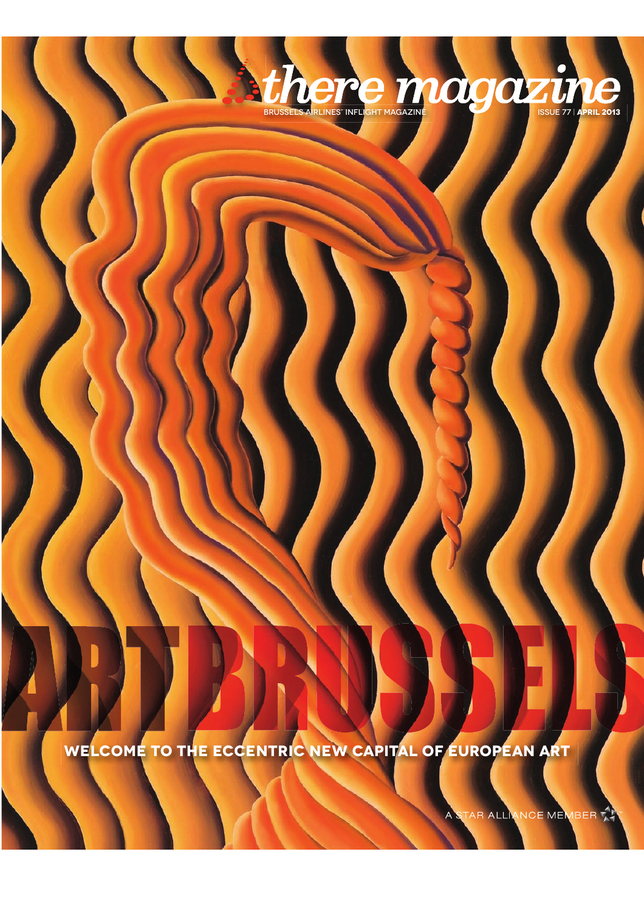# there magazine

BRUSSELS AIRLINES' INFLIGHT MAGAZINE

ISSUE 77 | **APRIL 2013**

# ARTBRUSSELS

**WELCOME TO THE ECCENTRIC NEW CAPITAL OF EUROPEAN ART**

A STAR ALLIANCE MEMBER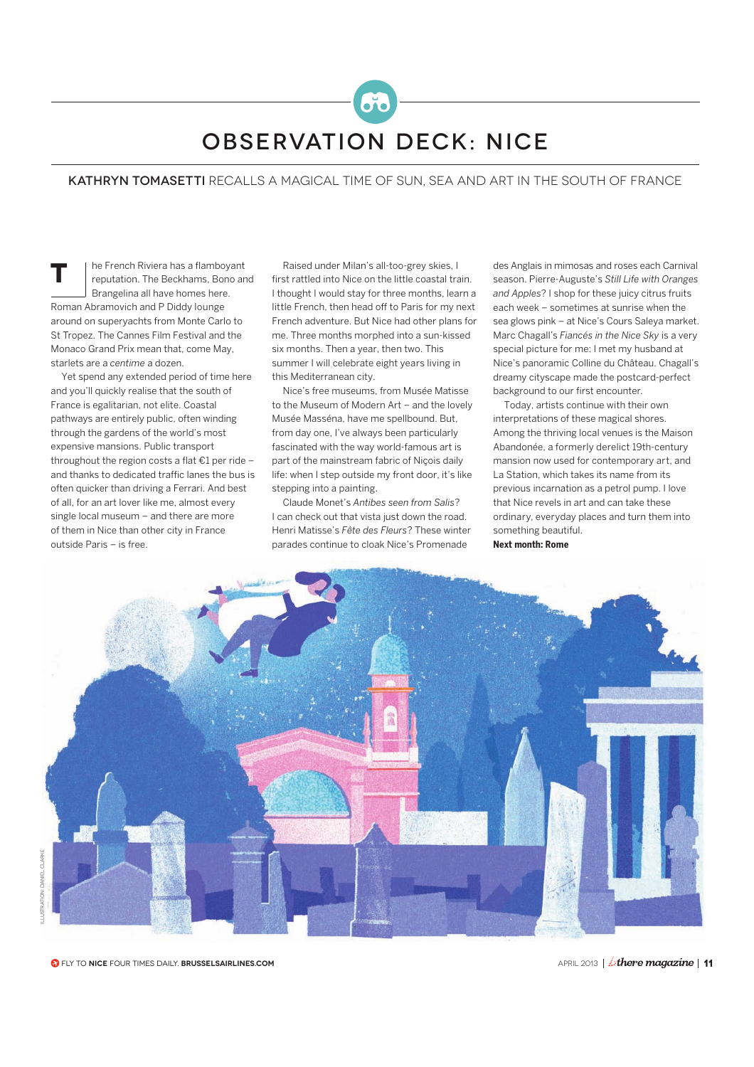# OBSERVATION DECK: NICE

KATHRYN TOMASETTI RECALLS A MAGICAL TIME OF SUN, SEA AND ART IN THE SOUTH OF FRANCE

The French Riviera has a flamboyant reputation. The Beckhams, Bono and Brangelina all have homes here. Roman Abramovich and P Diddy lounge around on superyachts from Monte Carlo to St Tropez. The Cannes Film Festival and the Monaco Grand Prix mean that, come May, starlets are a *centime* a dozen.

Yet spend any extended period of time here and you'll quickly realise that the south of France is egalitarian, not elite. Coastal pathways are entirely public, often winding through the gardens of the world's most expensive mansions. Public transport throughout the region costs a flat €1 per ride – and thanks to dedicated traffic lanes the bus is often quicker than driving a Ferrari. And best of all, for an art lover like me, almost every single local museum – and there are more of them in Nice than other city in France outside Paris – is free.

Raised under Milan's all-too-grey skies, I first rattled into Nice on the little coastal train. I thought I would stay for three months, learn a little French, then head off to Paris for my next French adventure. But Nice had other plans for me. Three months morphed into a sun-kissed six months. Then a year, then two. This summer I will celebrate eight years living in this Mediterranean city.

Nice's free museums, from Musée Matisse to the Museum of Modern Art – and the lovely Musée Masséna, have me spellbound. But, from day one, I've always been particularly fascinated with the way world-famous art is part of the mainstream fabric of Niçois daily life: when I step outside my front door, it's like stepping into a painting.

Claude Monet's *Antibes seen from Salis*? I can check out that vista just down the road. Henri Matisse's *Fête des Fleurs*? These winter parades continue to cloak Nice's Promenade des Anglais in mimosas and roses each Carnival season. Pierre-Auguste's *Still Life with Oranges and Apples*? I shop for these juicy citrus fruits each week – sometimes at sunrise when the sea glows pink – at Nice's Cours Saleya market. Marc Chagall's *Fiancés in the Nice Sky* is a very special picture for me: I met my husband at Nice's panoramic Colline du Château. Chagall's dreamy cityscape made the postcard-perfect background to our first encounter.

Today, artists continue with their own interpretations of these magical shores. Among the thriving local venues is the Maison Abandonée, a formerly derelict 19th-century mansion now used for contemporary art, and La Station, which takes its name from its previous incarnation as a petrol pump. I love that Nice revels in art and can take these ordinary, everyday places and turn them into something beautiful.

**Next month: Rome**

ILLUSTRATION: DANIEL CLARKE

FLY TO **NICE** FOUR TIMES DAILY. **BRUSSELSAIRLINES.COM**